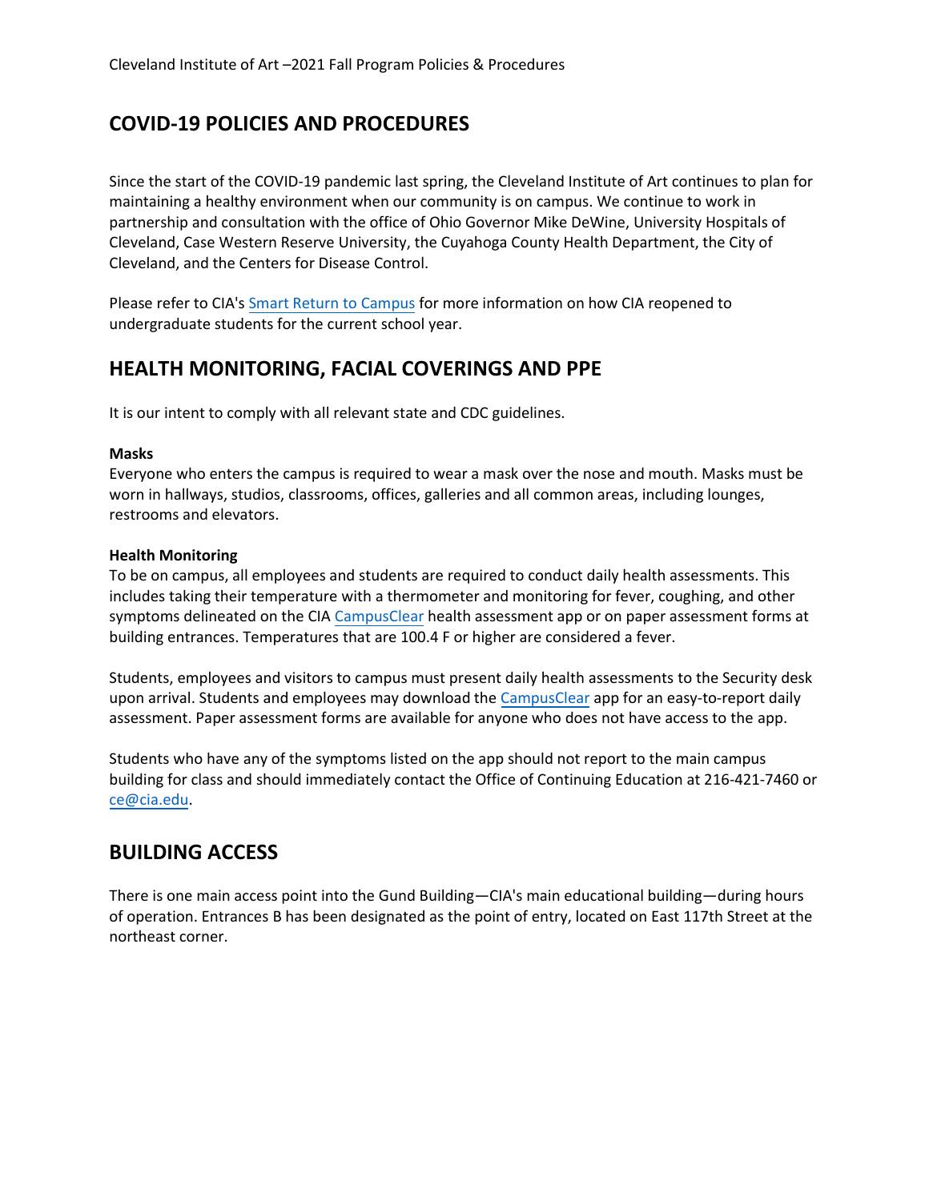## COVID-19 POLICIES AND PROCEDURES

Since the start of the COVID-19 pandemic last spring, the Cleveland Institute of Art continues to plan for maintaining a healthy environment when our community is on campus. We continue to work in partnership and consultation with the office of Ohio Governor Mike DeWine, University Hospitals of Cleveland, Case Western Reserve University, the Cuyahoga County Health Department, the City of Cleveland, and the Centers for Disease Control.

Please refer to CIA's Smart Return to Campus for more information on how CIA reopened to undergraduate students for the current school year.

## HEALTH MONITORING, FACIAL COVERINGS AND PPE

It is our intent to comply with all relevant state and CDC guidelines.

**Masks**
Everyone who enters the campus is required to wear a mask over the nose and mouth. Masks must be worn in hallways, studios, classrooms, offices, galleries and all common areas, including lounges, restrooms and elevators.

**Health Monitoring**
To be on campus, all employees and students are required to conduct daily health assessments. This includes taking their temperature with a thermometer and monitoring for fever, coughing, and other symptoms delineated on the CIA CampusClear health assessment app or on paper assessment forms at building entrances. Temperatures that are 100.4 F or higher are considered a fever.

Students, employees and visitors to campus must present daily health assessments to the Security desk upon arrival. Students and employees may download the CampusClear app for an easy-to-report daily assessment. Paper assessment forms are available for anyone who does not have access to the app.

Students who have any of the symptoms listed on the app should not report to the main campus building for class and should immediately contact the Office of Continuing Education at 216-421-7460 or ce@cia.edu.

## BUILDING ACCESS

There is one main access point into the Gund Building—CIA's main educational building—during hours of operation. Entrances B has been designated as the point of entry, located on East 117th Street at the northeast corner.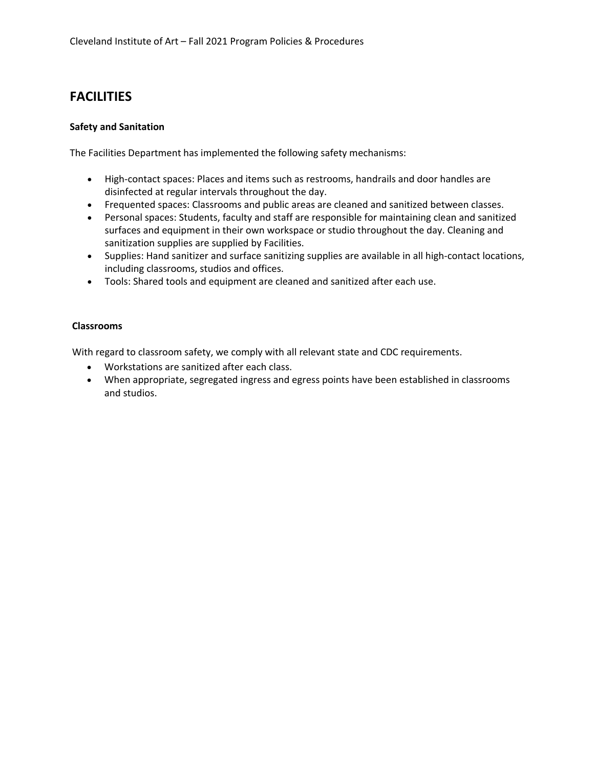## FACILITIES

### Safety and Sanitation

The Facilities Department has implemented the following safety mechanisms:

- High-contact spaces: Places and items such as restrooms, handrails and door handles are disinfected at regular intervals throughout the day.
- Frequented spaces: Classrooms and public areas are cleaned and sanitized between classes.
- Personal spaces: Students, faculty and staff are responsible for maintaining clean and sanitized surfaces and equipment in their own workspace or studio throughout the day. Cleaning and sanitization supplies are supplied by Facilities.
- Supplies: Hand sanitizer and surface sanitizing supplies are available in all high-contact locations, including classrooms, studios and offices.
- Tools: Shared tools and equipment are cleaned and sanitized after each use.

### Classrooms

With regard to classroom safety, we comply with all relevant state and CDC requirements.

- Workstations are sanitized after each class.
- When appropriate, segregated ingress and egress points have been established in classrooms and studios.